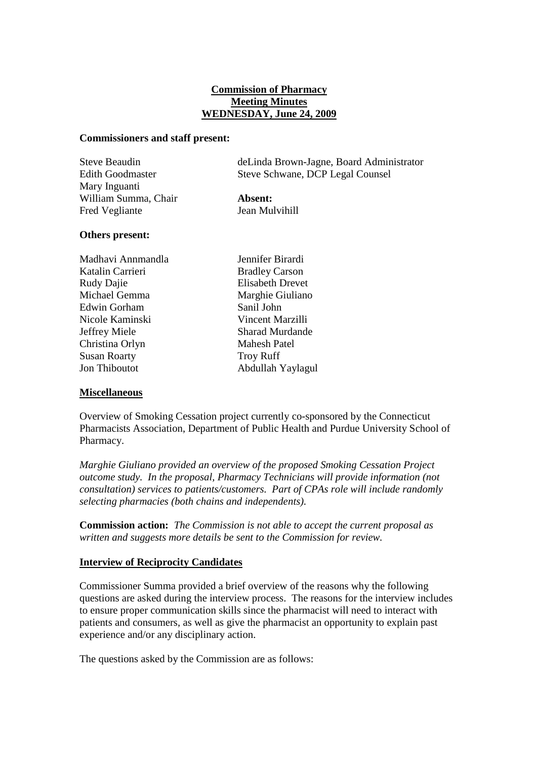**Commission of Pharmacy**
**Meeting Minutes**
**WEDNESDAY, June 24, 2009**

**Commissioners and staff present:**

Steve Beaudin
Edith Goodmaster
Mary Inguanti
William Summa, Chair
Fred Vegliante

deLinda Brown-Jagne, Board Administrator
Steve Schwane, DCP Legal Counsel

**Absent:**
Jean Mulvihill

**Others present:**

Madhavi Annmandla
Katalin Carrieri
Rudy Dajie
Michael Gemma
Edwin Gorham
Nicole Kaminski
Jeffrey Miele
Christina Orlyn
Susan Roarty
Jon Thiboutot
Jennifer Birardi
Bradley Carson
Elisabeth Drevet
Marghie Giuliano
Sanil John
Vincent Marzilli
Sharad Murdande
Mahesh Patel
Troy Ruff
Abdullah Yaylagul

## Miscellaneous

Overview of Smoking Cessation project currently co-sponsored by the Connecticut Pharmacists Association, Department of Public Health and Purdue University School of Pharmacy.

*Marghie Giuliano provided an overview of the proposed Smoking Cessation Project outcome study. In the proposal, Pharmacy Technicians will provide information (not consultation) services to patients/customers. Part of CPAs role will include randomly selecting pharmacies (both chains and independents).*

**Commission action:** *The Commission is not able to accept the current proposal as written and suggests more details be sent to the Commission for review.*

## Interview of Reciprocity Candidates

Commissioner Summa provided a brief overview of the reasons why the following questions are asked during the interview process. The reasons for the interview includes to ensure proper communication skills since the pharmacist will need to interact with patients and consumers, as well as give the pharmacist an opportunity to explain past experience and/or any disciplinary action.

The questions asked by the Commission are as follows: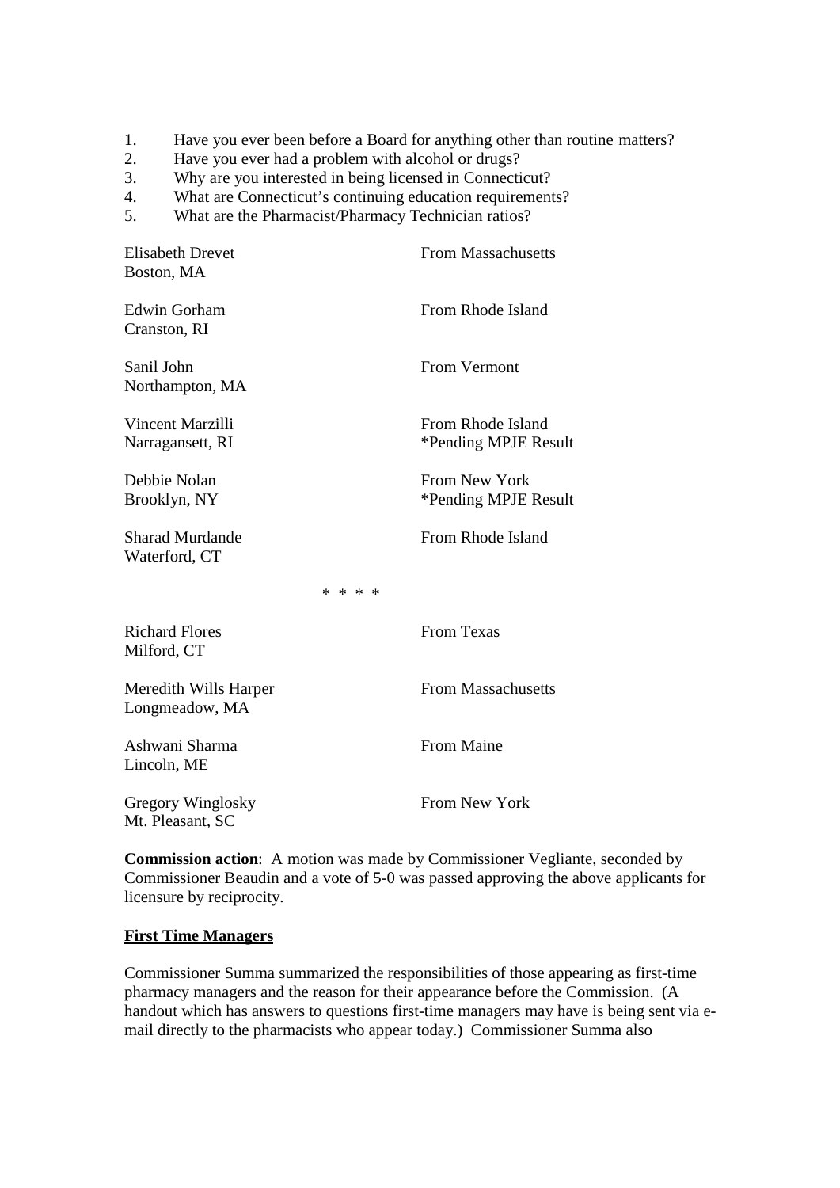1. Have you ever been before a Board for anything other than routine matters?
2. Have you ever had a problem with alcohol or drugs?
3. Why are you interested in being licensed in Connecticut?
4. What are Connecticut's continuing education requirements?
5. What are the Pharmacist/Pharmacy Technician ratios?

| | |
|---|---|
| Elisabeth Drevet<br>Boston, MA | From Massachusetts |
| Edwin Gorham<br>Cranston, RI | From Rhode Island |
| Sanil John<br>Northampton, MA | From Vermont |
| Vincent Marzilli<br>Narragansett, RI | From Rhode Island<br>*Pending MPJE Result |
| Debbie Nolan<br>Brooklyn, NY | From New York<br>*Pending MPJE Result |
| Sharad Murdande<br>Waterford, CT | From Rhode Island |

* * * *

| | |
|---|---|
| Richard Flores<br>Milford, CT | From Texas |
| Meredith Wills Harper<br>Longmeadow, MA | From Massachusetts |
| Ashwani Sharma<br>Lincoln, ME | From Maine |
| Gregory Winglosky<br>Mt. Pleasant, SC | From New York |

**Commission action**: A motion was made by Commissioner Vegliante, seconded by Commissioner Beaudin and a vote of 5-0 was passed approving the above applicants for licensure by reciprocity.

**First Time Managers**

Commissioner Summa summarized the responsibilities of those appearing as first-time pharmacy managers and the reason for their appearance before the Commission. (A handout which has answers to questions first-time managers may have is being sent via e-mail directly to the pharmacists who appear today.) Commissioner Summa also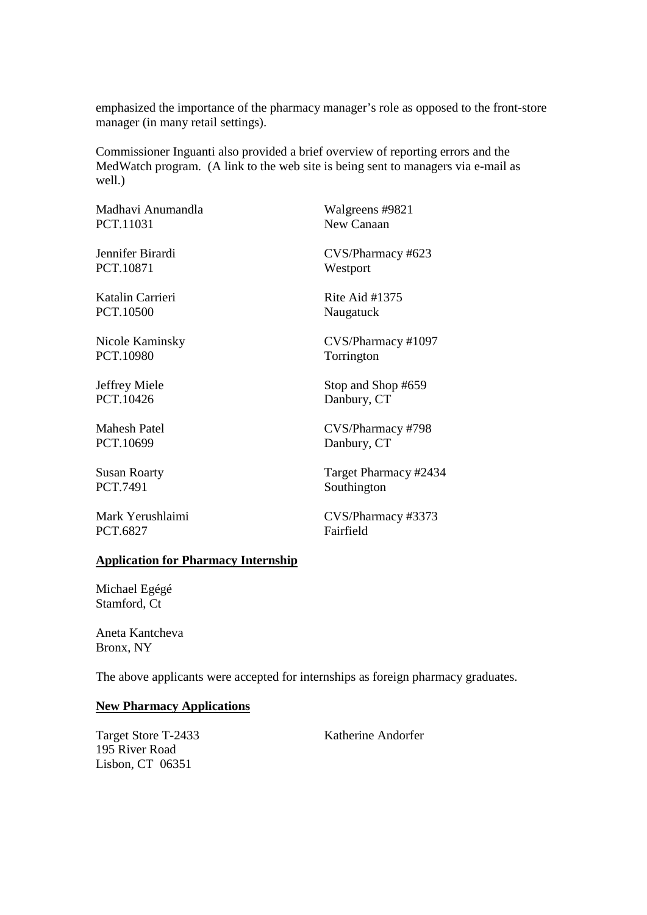emphasized the importance of the pharmacy manager's role as opposed to the front-store manager (in many retail settings).

Commissioner Inguanti also provided a brief overview of reporting errors and the MedWatch program. (A link to the web site is being sent to managers via e-mail as well.)

| | |
|---|---|
| Madhavi Anumandla<br>PCT.11031 | Walgreens #9821<br>New Canaan |
| Jennifer Birardi<br>PCT.10871 | CVS/Pharmacy #623<br>Westport |
| Katalin Carrieri<br>PCT.10500 | Rite Aid #1375<br>Naugatuck |
| Nicole Kaminsky<br>PCT.10980 | CVS/Pharmacy #1097<br>Torrington |
| Jeffrey Miele<br>PCT.10426 | Stop and Shop #659<br>Danbury, CT |
| Mahesh Patel<br>PCT.10699 | CVS/Pharmacy #798<br>Danbury, CT |
| Susan Roarty<br>PCT.7491 | Target Pharmacy #2434<br>Southington |
| Mark Yerushlaimi<br>PCT.6827 | CVS/Pharmacy #3373<br>Fairfield |

**Application for Pharmacy Internship**

Michael Egégé
Stamford, Ct

Aneta Kantcheva
Bronx, NY

The above applicants were accepted for internships as foreign pharmacy graduates.

**New Pharmacy Applications**

| | |
|---|---|
| Target Store T-2433<br>195 River Road<br>Lisbon, CT 06351 | Katherine Andorfer |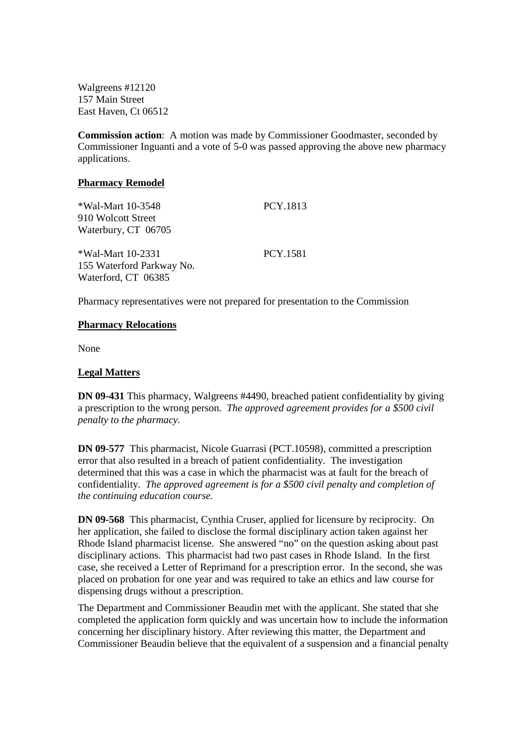Walgreens #12120
157 Main Street
East Haven, Ct 06512

**Commission action**: A motion was made by Commissioner Goodmaster, seconded by Commissioner Inguanti and a vote of 5-0 was passed approving the above new pharmacy applications.

## Pharmacy Remodel

| | |
|---|---|
| *Wal-Mart 10-3548<br>910 Wolcott Street<br>Waterbury, CT 06705 | PCY.1813 |
| *Wal-Mart 10-2331<br>155 Waterford Parkway No.<br>Waterford, CT 06385 | PCY.1581 |

Pharmacy representatives were not prepared for presentation to the Commission

## Pharmacy Relocations

None

## Legal Matters

**DN 09-431** This pharmacy, Walgreens #4490, breached patient confidentiality by giving a prescription to the wrong person. *The approved agreement provides for a $500 civil penalty to the pharmacy.*

**DN 09-577** This pharmacist, Nicole Guarrasi (PCT.10598), committed a prescription error that also resulted in a breach of patient confidentiality. The investigation determined that this was a case in which the pharmacist was at fault for the breach of confidentiality. *The approved agreement is for a $500 civil penalty and completion of the continuing education course.*

**DN 09-568** This pharmacist, Cynthia Cruser, applied for licensure by reciprocity. On her application, she failed to disclose the formal disciplinary action taken against her Rhode Island pharmacist license. She answered "no" on the question asking about past disciplinary actions. This pharmacist had two past cases in Rhode Island. In the first case, she received a Letter of Reprimand for a prescription error. In the second, she was placed on probation for one year and was required to take an ethics and law course for dispensing drugs without a prescription.

The Department and Commissioner Beaudin met with the applicant. She stated that she completed the application form quickly and was uncertain how to include the information concerning her disciplinary history. After reviewing this matter, the Department and Commissioner Beaudin believe that the equivalent of a suspension and a financial penalty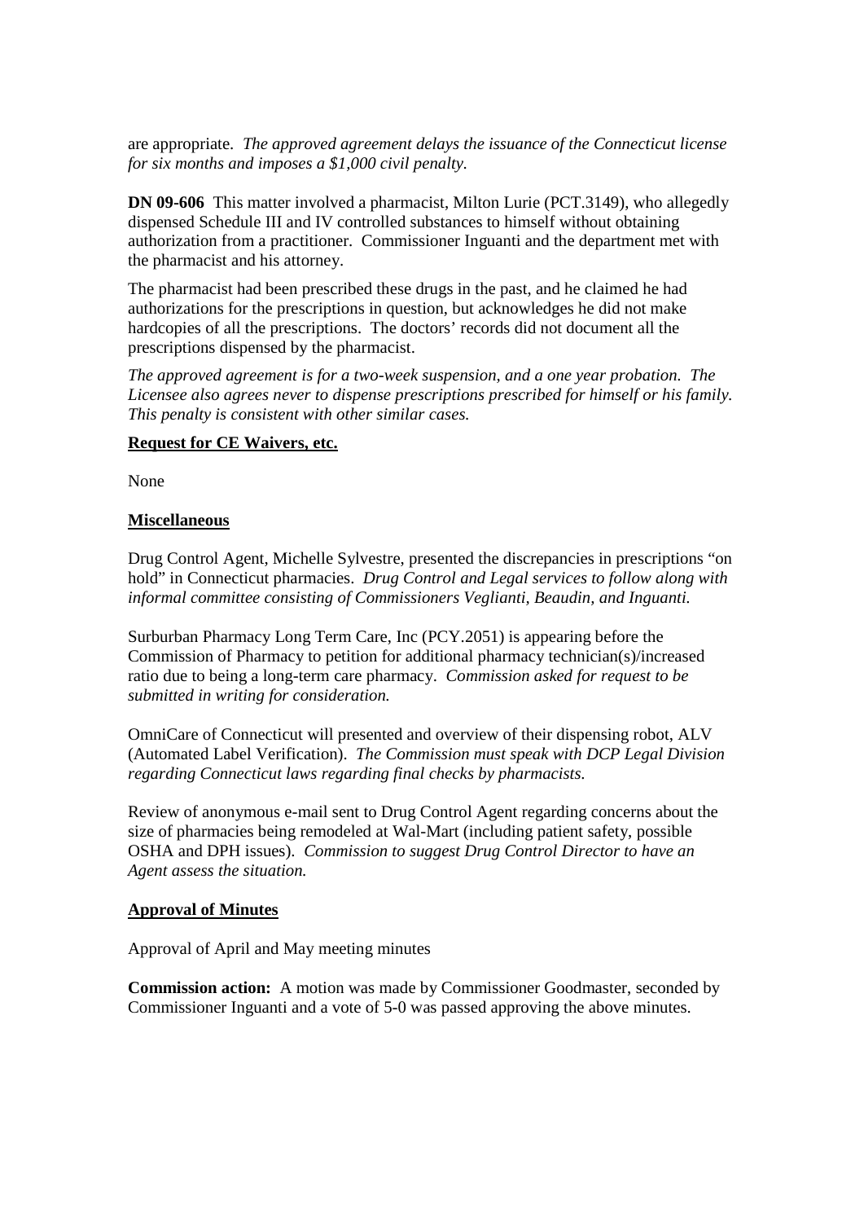are appropriate. *The approved agreement delays the issuance of the Connecticut license for six months and imposes a $1,000 civil penalty.*

**DN 09-606** This matter involved a pharmacist, Milton Lurie (PCT.3149), who allegedly dispensed Schedule III and IV controlled substances to himself without obtaining authorization from a practitioner. Commissioner Inguanti and the department met with the pharmacist and his attorney.

The pharmacist had been prescribed these drugs in the past, and he claimed he had authorizations for the prescriptions in question, but acknowledges he did not make hardcopies of all the prescriptions. The doctors' records did not document all the prescriptions dispensed by the pharmacist.

*The approved agreement is for a two-week suspension, and a one year probation. The Licensee also agrees never to dispense prescriptions prescribed for himself or his family. This penalty is consistent with other similar cases.*

**Request for CE Waivers, etc.**

None

**Miscellaneous**

Drug Control Agent, Michelle Sylvestre, presented the discrepancies in prescriptions "on hold" in Connecticut pharmacies. *Drug Control and Legal services to follow along with informal committee consisting of Commissioners Veglianti, Beaudin, and Inguanti.*

Surburban Pharmacy Long Term Care, Inc (PCY.2051) is appearing before the Commission of Pharmacy to petition for additional pharmacy technician(s)/increased ratio due to being a long-term care pharmacy. *Commission asked for request to be submitted in writing for consideration.*

OmniCare of Connecticut will presented and overview of their dispensing robot, ALV (Automated Label Verification). *The Commission must speak with DCP Legal Division regarding Connecticut laws regarding final checks by pharmacists.*

Review of anonymous e-mail sent to Drug Control Agent regarding concerns about the size of pharmacies being remodeled at Wal-Mart (including patient safety, possible OSHA and DPH issues). *Commission to suggest Drug Control Director to have an Agent assess the situation.*

**Approval of Minutes**

Approval of April and May meeting minutes

**Commission action:** A motion was made by Commissioner Goodmaster, seconded by Commissioner Inguanti and a vote of 5-0 was passed approving the above minutes.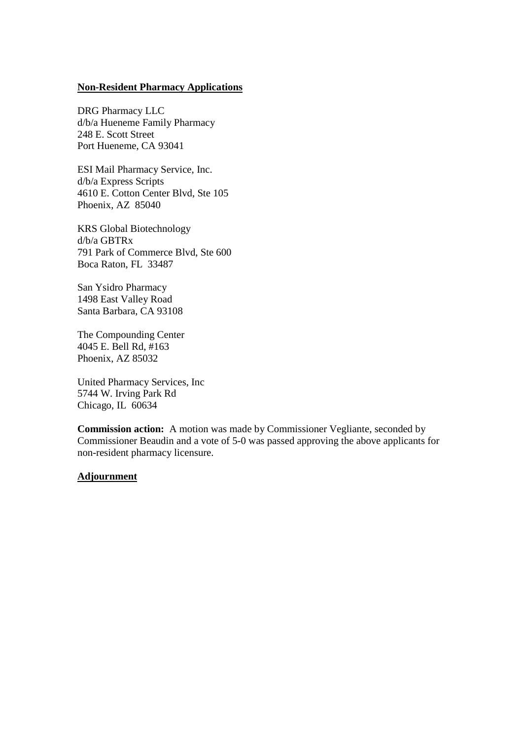**Non-Resident Pharmacy Applications**

DRG Pharmacy LLC
d/b/a Hueneme Family Pharmacy
248 E. Scott Street
Port Hueneme, CA 93041

ESI Mail Pharmacy Service, Inc.
d/b/a Express Scripts
4610 E. Cotton Center Blvd, Ste 105
Phoenix, AZ 85040

KRS Global Biotechnology
d/b/a GBTRx
791 Park of Commerce Blvd, Ste 600
Boca Raton, FL 33487

San Ysidro Pharmacy
1498 East Valley Road
Santa Barbara, CA 93108

The Compounding Center
4045 E. Bell Rd, #163
Phoenix, AZ 85032

United Pharmacy Services, Inc
5744 W. Irving Park Rd
Chicago, IL 60634

**Commission action:** A motion was made by Commissioner Vegliante, seconded by Commissioner Beaudin and a vote of 5-0 was passed approving the above applicants for non-resident pharmacy licensure.

**Adjournment**